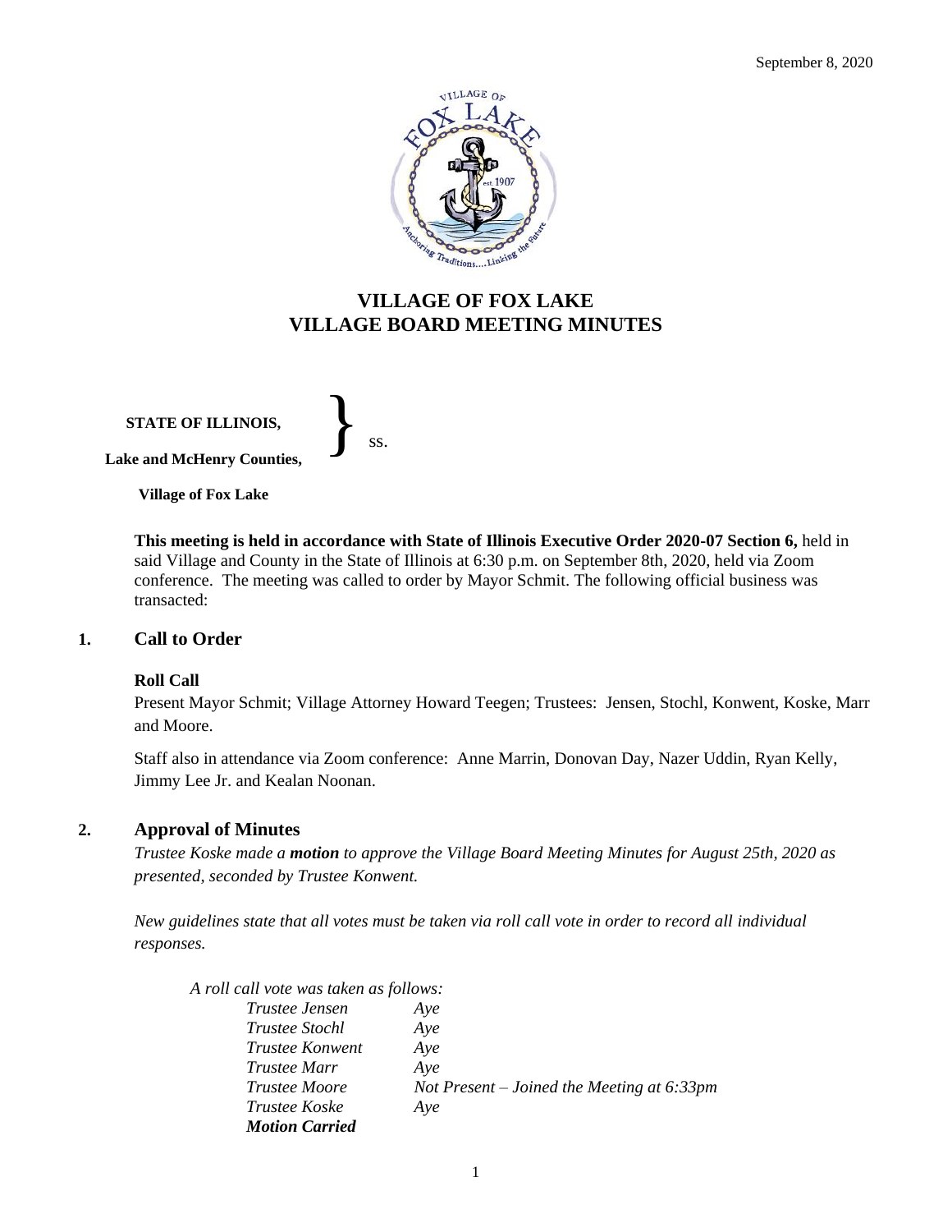September 8, 2020

# VILLAGE OF FOX LAKE
# VILLAGE BOARD MEETING MINUTES

**STATE OF ILLINOIS,**
**Lake and McHenry Counties,** } ss.
**Village of Fox Lake**

**This meeting is held in accordance with State of Illinois Executive Order 2020-07 Section 6,** held in said Village and County in the State of Illinois at 6:30 p.m. on September 8th, 2020, held via Zoom conference. The meeting was called to order by Mayor Schmit. The following official business was transacted:

## 1. Call to Order

**Roll Call**

Present Mayor Schmit; Village Attorney Howard Teegen; Trustees: Jensen, Stochl, Konwent, Koske, Marr and Moore.

Staff also in attendance via Zoom conference: Anne Marrin, Donovan Day, Nazer Uddin, Ryan Kelly, Jimmy Lee Jr. and Kealan Noonan.

## 2. Approval of Minutes

*Trustee Koske made a **motion** to approve the Village Board Meeting Minutes for August 25th, 2020 as presented, seconded by Trustee Konwent.*

*New guidelines state that all votes must be taken via roll call vote in order to record all individual responses.*

*A roll call vote was taken as follows:*

| | |
|---|---|
| *Trustee Jensen* | *Aye* |
| *Trustee Stochl* | *Aye* |
| *Trustee Konwent* | *Aye* |
| *Trustee Marr* | *Aye* |
| *Trustee Moore* | *Not Present – Joined the Meeting at 6:33pm* |
| *Trustee Koske* | *Aye* |

***Motion Carried***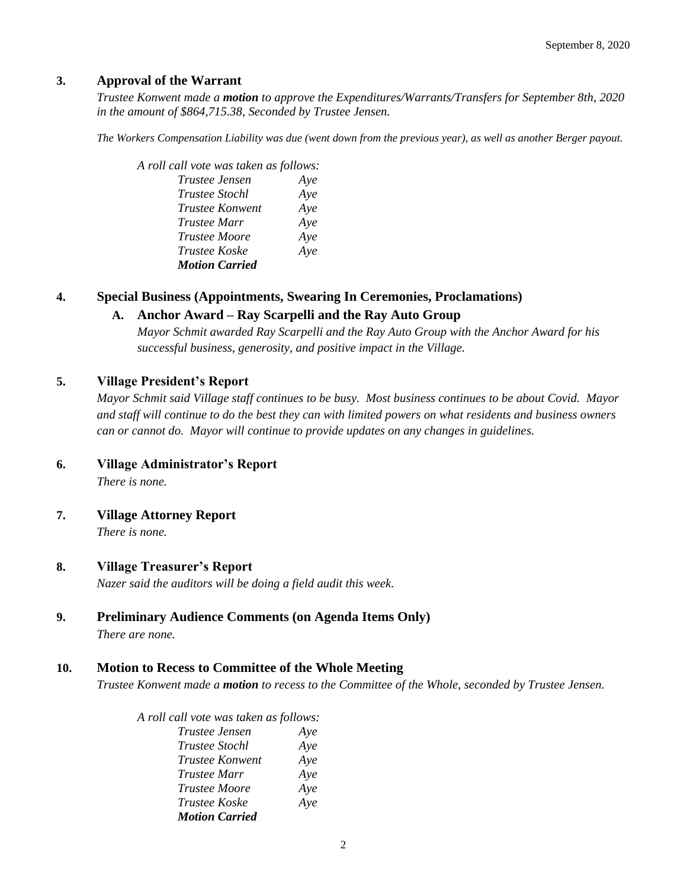### 3. Approval of the Warrant

*Trustee Konwent made a **motion** to approve the Expenditures/Warrants/Transfers for September 8th, 2020 in the amount of $864,715.38, Seconded by Trustee Jensen.*

*The Workers Compensation Liability was due (went down from the previous year), as well as another Berger payout.*

*A roll call vote was taken as follows:*

| | |
|---|---|
| *Trustee Jensen* | *Aye* |
| *Trustee Stochl* | *Aye* |
| *Trustee Konwent* | *Aye* |
| *Trustee Marr* | *Aye* |
| *Trustee Moore* | *Aye* |
| *Trustee Koske* | *Aye* |

***Motion Carried***

### 4. Special Business (Appointments, Swearing In Ceremonies, Proclamations)

#### A. Anchor Award – Ray Scarpelli and the Ray Auto Group

*Mayor Schmit awarded Ray Scarpelli and the Ray Auto Group with the Anchor Award for his successful business, generosity, and positive impact in the Village.*

### 5. Village President's Report

*Mayor Schmit said Village staff continues to be busy. Most business continues to be about Covid. Mayor and staff will continue to do the best they can with limited powers on what residents and business owners can or cannot do. Mayor will continue to provide updates on any changes in guidelines.*

### 6. Village Administrator's Report

*There is none.*

### 7. Village Attorney Report

*There is none.*

### 8. Village Treasurer's Report

*Nazer said the auditors will be doing a field audit this week.*

### 9. Preliminary Audience Comments (on Agenda Items Only)

*There are none.*

### 10. Motion to Recess to Committee of the Whole Meeting

*Trustee Konwent made a **motion** to recess to the Committee of the Whole, seconded by Trustee Jensen.*

*A roll call vote was taken as follows:*

| | |
|---|---|
| *Trustee Jensen* | *Aye* |
| *Trustee Stochl* | *Aye* |
| *Trustee Konwent* | *Aye* |
| *Trustee Marr* | *Aye* |
| *Trustee Moore* | *Aye* |
| *Trustee Koske* | *Aye* |

***Motion Carried***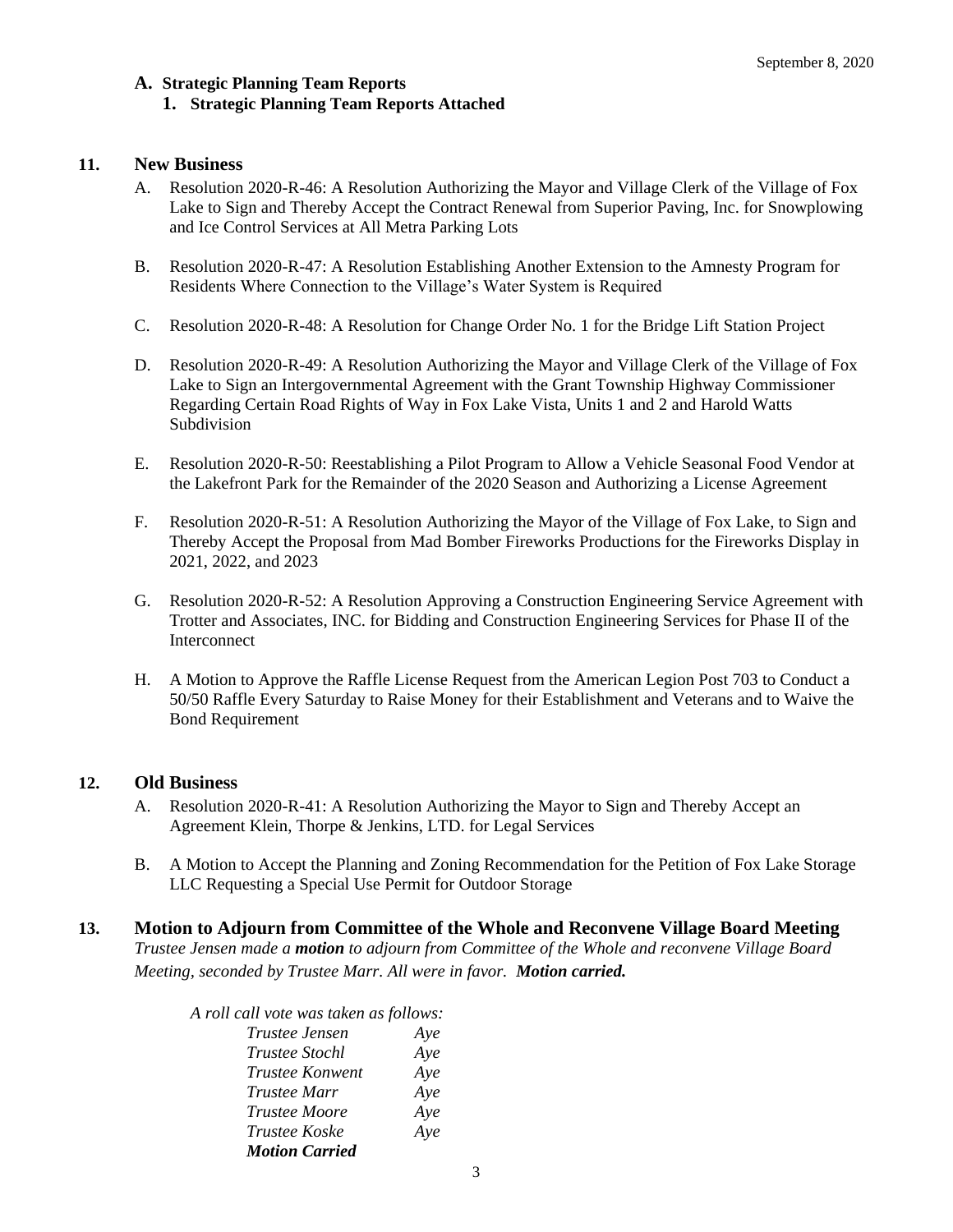**A. Strategic Planning Team Reports**

**1. Strategic Planning Team Reports Attached**

## 11. New Business

A. Resolution 2020-R-46: A Resolution Authorizing the Mayor and Village Clerk of the Village of Fox Lake to Sign and Thereby Accept the Contract Renewal from Superior Paving, Inc. for Snowplowing and Ice Control Services at All Metra Parking Lots

B. Resolution 2020-R-47: A Resolution Establishing Another Extension to the Amnesty Program for Residents Where Connection to the Village's Water System is Required

C. Resolution 2020-R-48: A Resolution for Change Order No. 1 for the Bridge Lift Station Project

D. Resolution 2020-R-49: A Resolution Authorizing the Mayor and Village Clerk of the Village of Fox Lake to Sign an Intergovernmental Agreement with the Grant Township Highway Commissioner Regarding Certain Road Rights of Way in Fox Lake Vista, Units 1 and 2 and Harold Watts Subdivision

E. Resolution 2020-R-50: Reestablishing a Pilot Program to Allow a Vehicle Seasonal Food Vendor at the Lakefront Park for the Remainder of the 2020 Season and Authorizing a License Agreement

F. Resolution 2020-R-51: A Resolution Authorizing the Mayor of the Village of Fox Lake, to Sign and Thereby Accept the Proposal from Mad Bomber Fireworks Productions for the Fireworks Display in 2021, 2022, and 2023

G. Resolution 2020-R-52: A Resolution Approving a Construction Engineering Service Agreement with Trotter and Associates, INC. for Bidding and Construction Engineering Services for Phase II of the Interconnect

H. A Motion to Approve the Raffle License Request from the American Legion Post 703 to Conduct a 50/50 Raffle Every Saturday to Raise Money for their Establishment and Veterans and to Waive the Bond Requirement

## 12. Old Business

A. Resolution 2020-R-41: A Resolution Authorizing the Mayor to Sign and Thereby Accept an Agreement Klein, Thorpe & Jenkins, LTD. for Legal Services

B. A Motion to Accept the Planning and Zoning Recommendation for the Petition of Fox Lake Storage LLC Requesting a Special Use Permit for Outdoor Storage

## 13. Motion to Adjourn from Committee of the Whole and Reconvene Village Board Meeting

*Trustee Jensen made a* ***motion*** *to adjourn from Committee of the Whole and reconvene Village Board Meeting, seconded by Trustee Marr. All were in favor.* ***Motion carried.***

*A roll call vote was taken as follows:*

| | |
|---|---|
| *Trustee Jensen* | *Aye* |
| *Trustee Stochl* | *Aye* |
| *Trustee Konwent* | *Aye* |
| *Trustee Marr* | *Aye* |
| *Trustee Moore* | *Aye* |
| *Trustee Koske* | *Aye* |

***Motion Carried***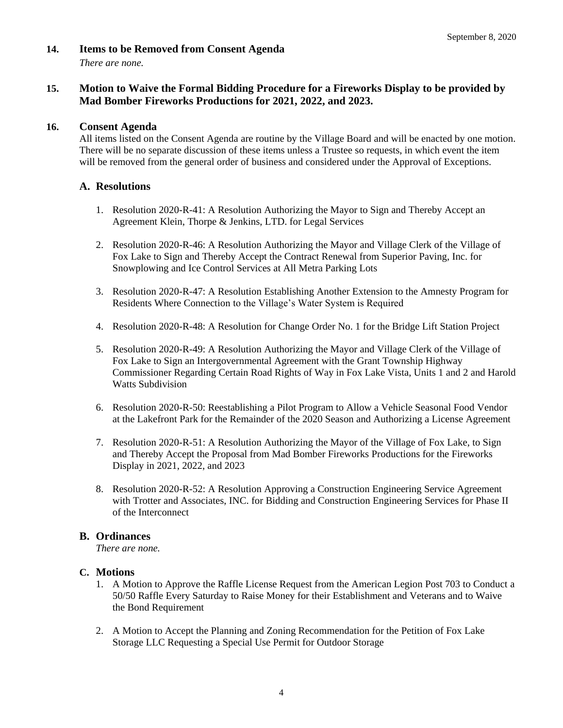## 14. Items to be Removed from Consent Agenda

*There are none.*

## 15. Motion to Waive the Formal Bidding Procedure for a Fireworks Display to be provided by Mad Bomber Fireworks Productions for 2021, 2022, and 2023.

## 16. Consent Agenda

All items listed on the Consent Agenda are routine by the Village Board and will be enacted by one motion. There will be no separate discussion of these items unless a Trustee so requests, in which event the item will be removed from the general order of business and considered under the Approval of Exceptions.

### A. Resolutions

1. Resolution 2020-R-41: A Resolution Authorizing the Mayor to Sign and Thereby Accept an Agreement Klein, Thorpe & Jenkins, LTD. for Legal Services
2. Resolution 2020-R-46: A Resolution Authorizing the Mayor and Village Clerk of the Village of Fox Lake to Sign and Thereby Accept the Contract Renewal from Superior Paving, Inc. for Snowplowing and Ice Control Services at All Metra Parking Lots
3. Resolution 2020-R-47: A Resolution Establishing Another Extension to the Amnesty Program for Residents Where Connection to the Village's Water System is Required
4. Resolution 2020-R-48: A Resolution for Change Order No. 1 for the Bridge Lift Station Project
5. Resolution 2020-R-49: A Resolution Authorizing the Mayor and Village Clerk of the Village of Fox Lake to Sign an Intergovernmental Agreement with the Grant Township Highway Commissioner Regarding Certain Road Rights of Way in Fox Lake Vista, Units 1 and 2 and Harold Watts Subdivision
6. Resolution 2020-R-50: Reestablishing a Pilot Program to Allow a Vehicle Seasonal Food Vendor at the Lakefront Park for the Remainder of the 2020 Season and Authorizing a License Agreement
7. Resolution 2020-R-51: A Resolution Authorizing the Mayor of the Village of Fox Lake, to Sign and Thereby Accept the Proposal from Mad Bomber Fireworks Productions for the Fireworks Display in 2021, 2022, and 2023
8. Resolution 2020-R-52: A Resolution Approving a Construction Engineering Service Agreement with Trotter and Associates, INC. for Bidding and Construction Engineering Services for Phase II of the Interconnect

### B. Ordinances

*There are none.*

### C. Motions

1. A Motion to Approve the Raffle License Request from the American Legion Post 703 to Conduct a 50/50 Raffle Every Saturday to Raise Money for their Establishment and Veterans and to Waive the Bond Requirement
2. A Motion to Accept the Planning and Zoning Recommendation for the Petition of Fox Lake Storage LLC Requesting a Special Use Permit for Outdoor Storage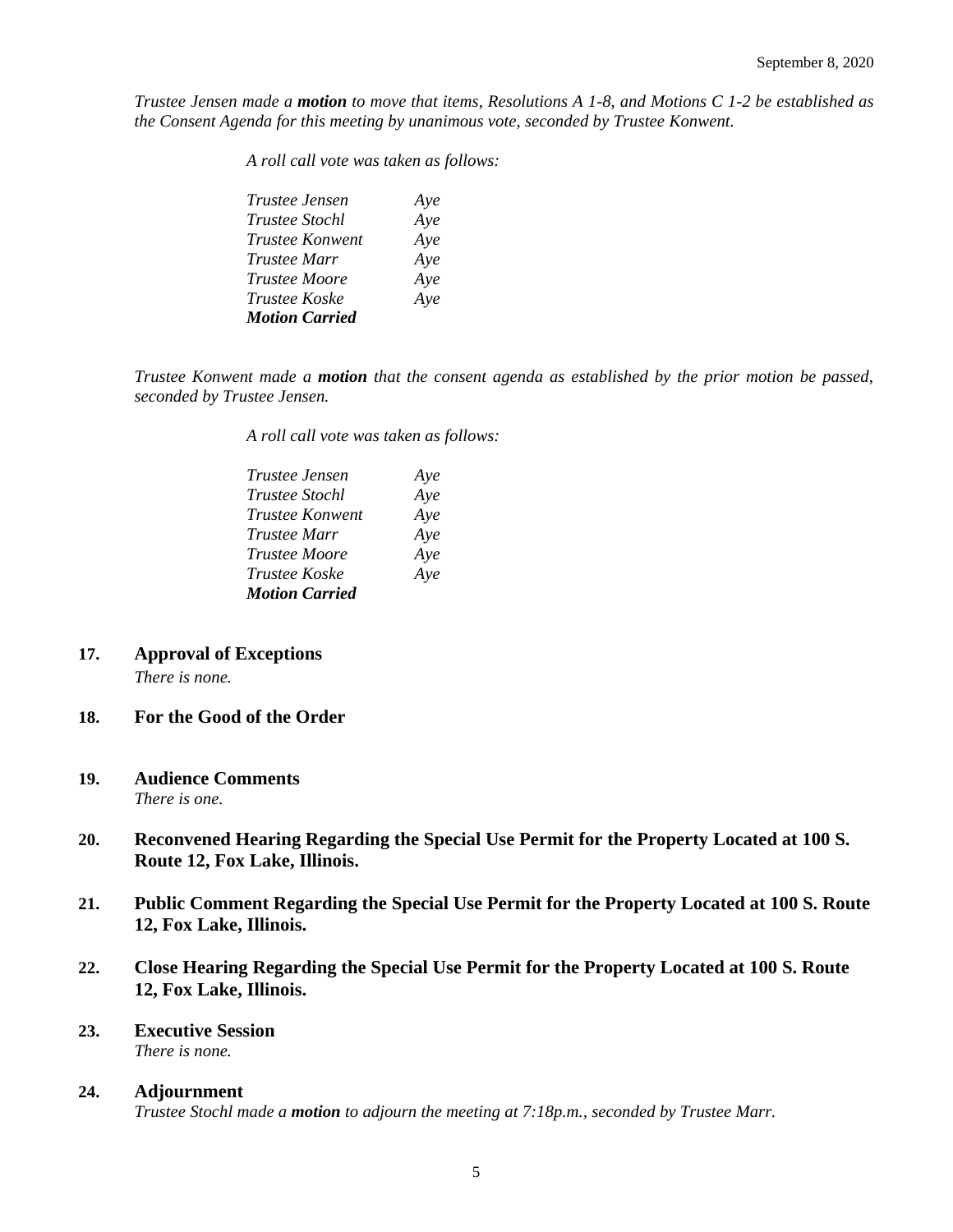*Trustee Jensen made a* ***motion*** *to move that items, Resolutions A 1-8, and Motions C 1-2 be established as the Consent Agenda for this meeting by unanimous vote, seconded by Trustee Konwent.*

*A roll call vote was taken as follows:*

*Trustee Jensen* *Aye*
*Trustee Stochl* *Aye*
*Trustee Konwent* *Aye*
*Trustee Marr* *Aye*
*Trustee Moore* *Aye*
*Trustee Koske* *Aye*
***Motion Carried***

*Trustee Konwent made a* ***motion*** *that the consent agenda as established by the prior motion be passed, seconded by Trustee Jensen.*

*A roll call vote was taken as follows:*

*Trustee Jensen* *Aye*
*Trustee Stochl* *Aye*
*Trustee Konwent* *Aye*
*Trustee Marr* *Aye*
*Trustee Moore* *Aye*
*Trustee Koske* *Aye*
***Motion Carried***

**17. Approval of Exceptions**
*There is none.*

**18. For the Good of the Order**

**19. Audience Comments**
*There is one.*

**20. Reconvened Hearing Regarding the Special Use Permit for the Property Located at 100 S. Route 12, Fox Lake, Illinois.**

**21. Public Comment Regarding the Special Use Permit for the Property Located at 100 S. Route 12, Fox Lake, Illinois.**

**22. Close Hearing Regarding the Special Use Permit for the Property Located at 100 S. Route 12, Fox Lake, Illinois.**

**23. Executive Session**
*There is none.*

**24. Adjournment**
*Trustee Stochl made a* ***motion*** *to adjourn the meeting at 7:18p.m., seconded by Trustee Marr.*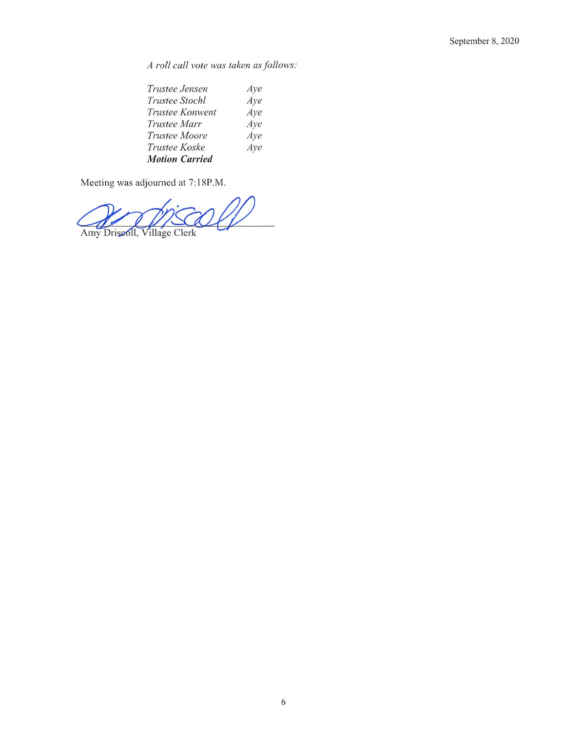*A roll call vote was taken as follows:*

| | |
|---|---|
| *Trustee Jensen* | *Aye* |
| *Trustee Stochl* | *Aye* |
| *Trustee Konwent* | *Aye* |
| *Trustee Marr* | *Aye* |
| *Trustee Moore* | *Aye* |
| *Trustee Koske* | *Aye* |
| ***Motion Carried*** | |

Meeting was adjourned at 7:18P.M.

Amy Driscoll, Village Clerk